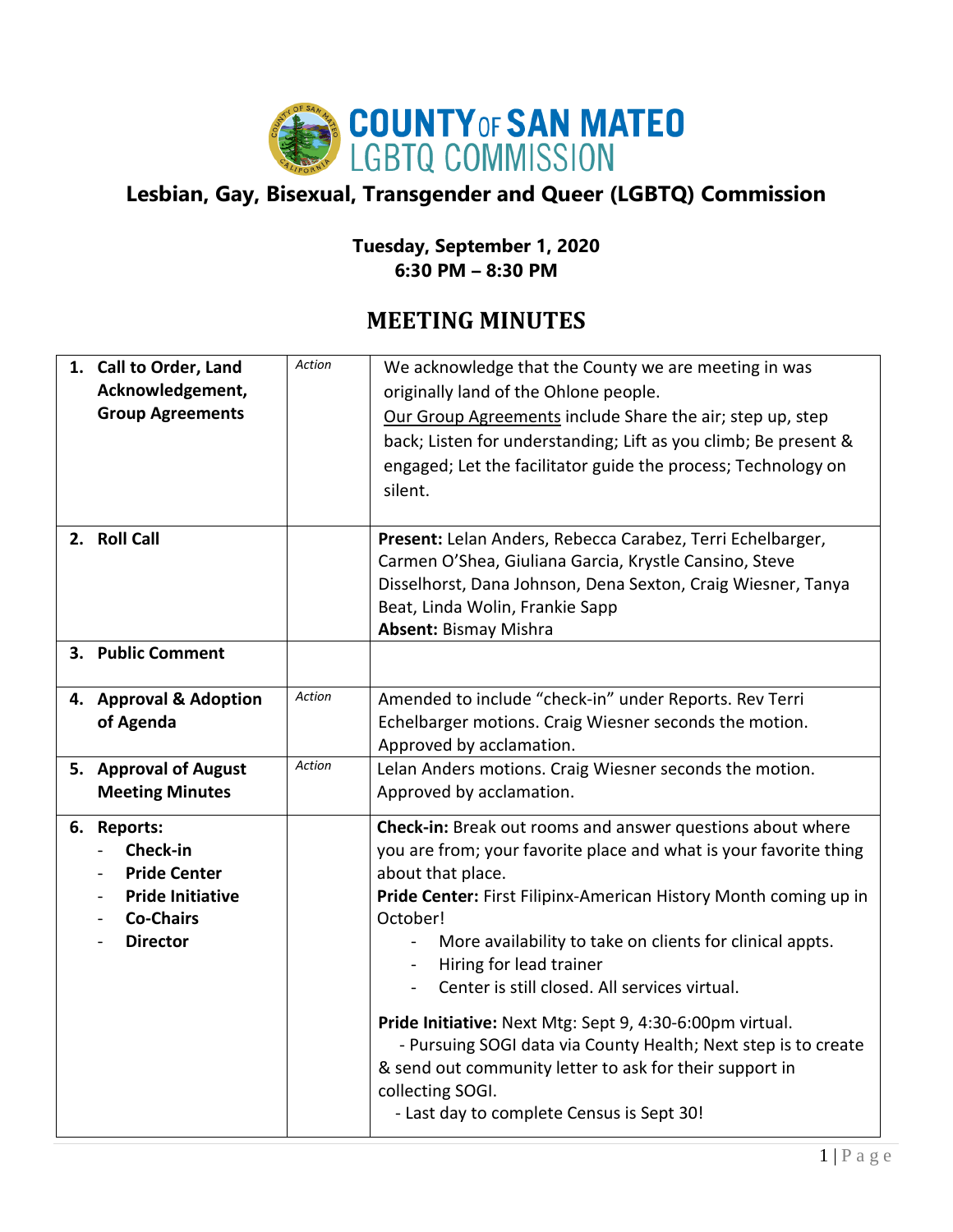COUNTY OF SAN MATEO
LGBTQ COMMISSION

## Lesbian, Gay, Bisexual, Transgender and Queer (LGBTQ) Commission

**Tuesday, September 1, 2020**
**6:30 PM – 8:30 PM**

# MEETING MINUTES

| | | |
|---|---|---|
| **1. Call to Order, Land Acknowledgement, Group Agreements** | *Action* | We acknowledge that the County we are meeting in was originally land of the Ohlone people.<br>Our Group Agreements include Share the air; step up, step back; Listen for understanding; Lift as you climb; Be present & engaged; Let the facilitator guide the process; Technology on silent. |
| **2. Roll Call** | | **Present:** Lelan Anders, Rebecca Carabez, Terri Echelbarger, Carmen O'Shea, Giuliana Garcia, Krystle Cansino, Steve Disselhorst, Dana Johnson, Dena Sexton, Craig Wiesner, Tanya Beat, Linda Wolin, Frankie Sapp<br>**Absent:** Bismay Mishra |
| **3. Public Comment** | | |
| **4. Approval & Adoption of Agenda** | *Action* | Amended to include "check-in" under Reports. Rev Terri Echelbarger motions. Craig Wiesner seconds the motion. Approved by acclamation. |
| **5. Approval of August Meeting Minutes** | *Action* | Lelan Anders motions. Craig Wiesner seconds the motion. Approved by acclamation. |
| **6. Reports:**<br>- **Check-in**<br>- **Pride Center**<br>- **Pride Initiative**<br>- **Co-Chairs**<br>- **Director** | | **Check-in:** Break out rooms and answer questions about where you are from; your favorite place and what is your favorite thing about that place.<br>**Pride Center:** First Filipinx-American History Month coming up in October!<br>- More availability to take on clients for clinical appts.<br>- Hiring for lead trainer<br>- Center is still closed. All services virtual.<br><br>**Pride Initiative:** Next Mtg: Sept 9, 4:30-6:00pm virtual.<br>- Pursuing SOGI data via County Health; Next step is to create & send out community letter to ask for their support in collecting SOGI.<br>- Last day to complete Census is Sept 30! |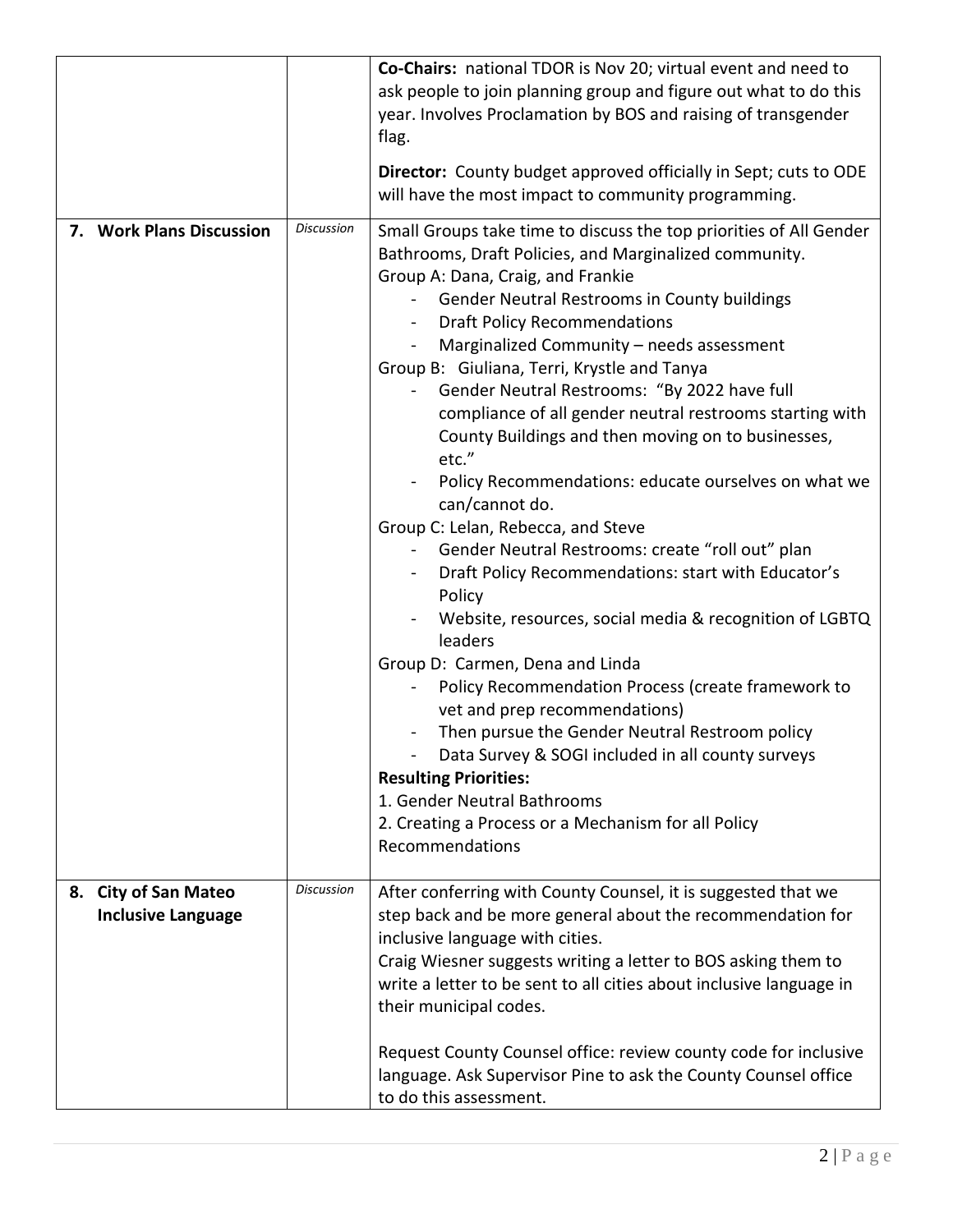| | | |
|---|---|---|
| | | **Co-Chairs:** national TDOR is Nov 20; virtual event and need to ask people to join planning group and figure out what to do this year. Involves Proclamation by BOS and raising of transgender flag.<br><br>**Director:** County budget approved officially in Sept; cuts to ODE will have the most impact to community programming. |
| **7. Work Plans Discussion** | *Discussion* | Small Groups take time to discuss the top priorities of All Gender Bathrooms, Draft Policies, and Marginalized community.<br>Group A: Dana, Craig, and Frankie<br>- Gender Neutral Restrooms in County buildings<br>- Draft Policy Recommendations<br>- Marginalized Community – needs assessment<br>Group B: Giuliana, Terri, Krystle and Tanya<br>- Gender Neutral Restrooms: "By 2022 have full compliance of all gender neutral restrooms starting with County Buildings and then moving on to businesses, etc."<br>- Policy Recommendations: educate ourselves on what we can/cannot do.<br>Group C: Lelan, Rebecca, and Steve<br>- Gender Neutral Restrooms: create "roll out" plan<br>- Draft Policy Recommendations: start with Educator's Policy<br>- Website, resources, social media & recognition of LGBTQ leaders<br>Group D: Carmen, Dena and Linda<br>- Policy Recommendation Process (create framework to vet and prep recommendations)<br>- Then pursue the Gender Neutral Restroom policy<br>- Data Survey & SOGI included in all county surveys<br>**Resulting Priorities:**<br>1. Gender Neutral Bathrooms<br>2. Creating a Process or a Mechanism for all Policy Recommendations |
| **8. City of San Mateo Inclusive Language** | *Discussion* | After conferring with County Counsel, it is suggested that we step back and be more general about the recommendation for inclusive language with cities.<br>Craig Wiesner suggests writing a letter to BOS asking them to write a letter to be sent to all cities about inclusive language in their municipal codes.<br><br>Request County Counsel office: review county code for inclusive language. Ask Supervisor Pine to ask the County Counsel office to do this assessment. |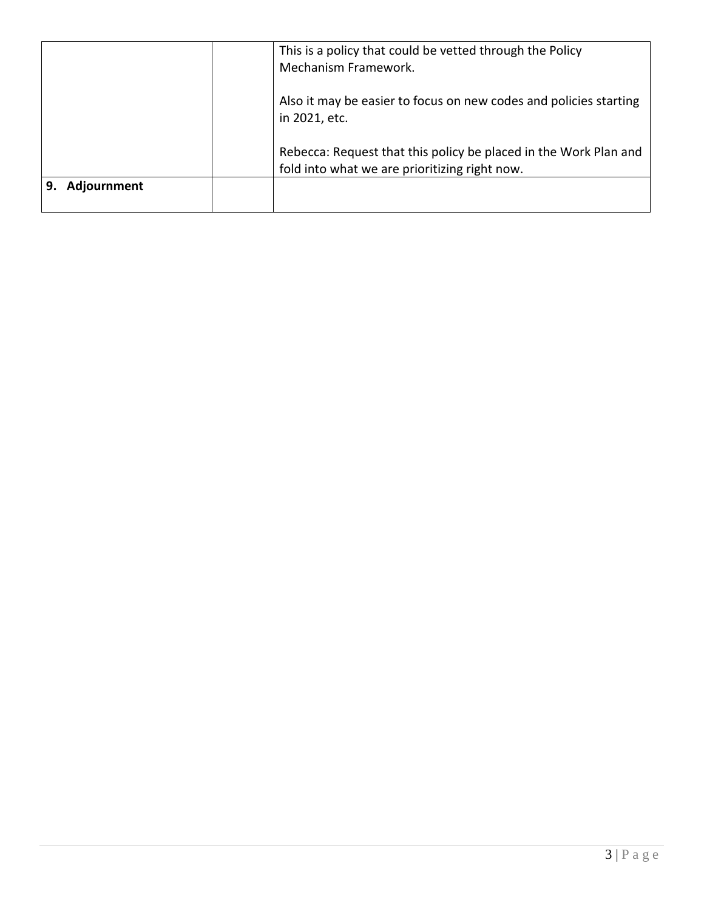| | | |
|---|---|---|
| | | This is a policy that could be vetted through the Policy Mechanism Framework.<br><br>Also it may be easier to focus on new codes and policies starting in 2021, etc.<br><br>Rebecca: Request that this policy be placed in the Work Plan and fold into what we are prioritizing right now. |
| **9. Adjournment** | | |